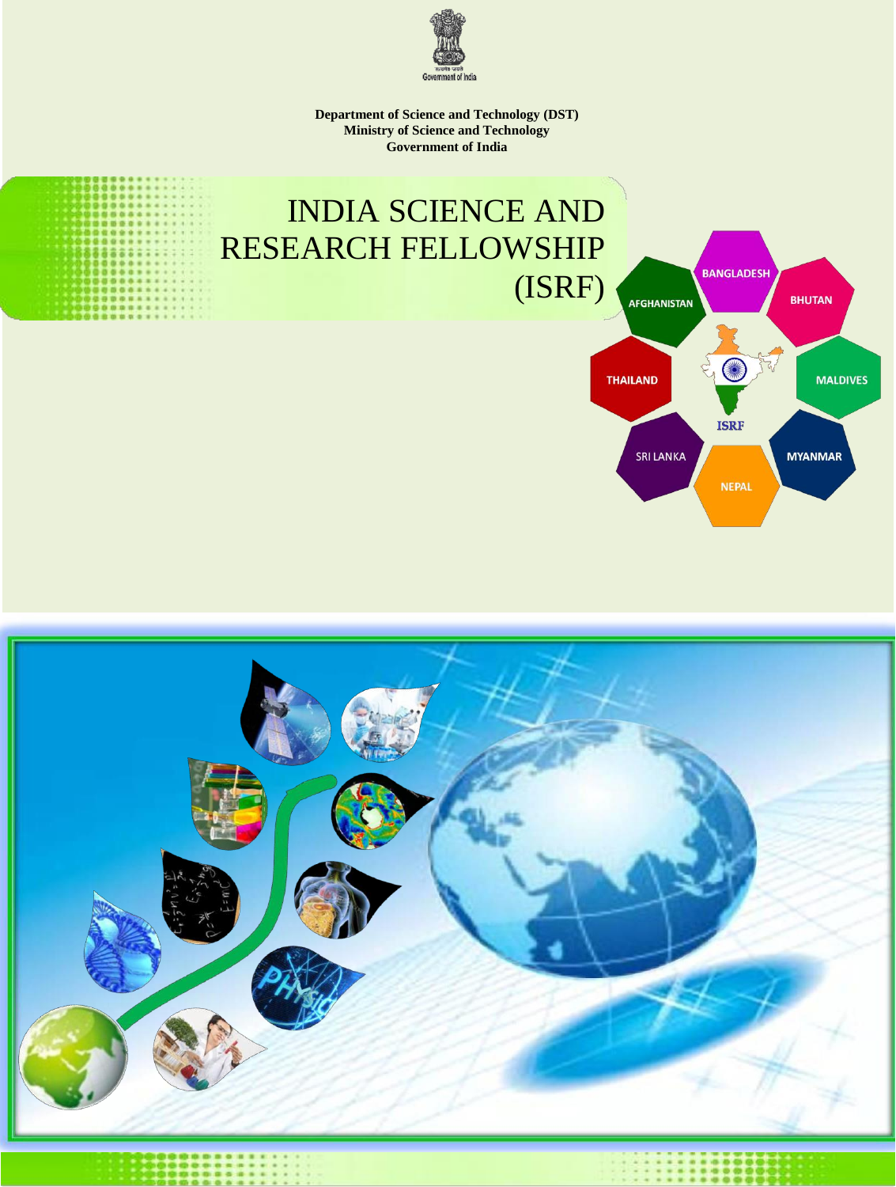Government of India

**Department of Science and Technology (DST)**
**Ministry of Science and Technology**
**Government of India**

# INDIA SCIENCE AND RESEARCH FELLOWSHIP (ISRF)

AFGHANISTAN, BANGLADESH, BHUTAN, MALDIVES, MYANMAR, NEPAL, SRI LANKA, THAILAND

ISRF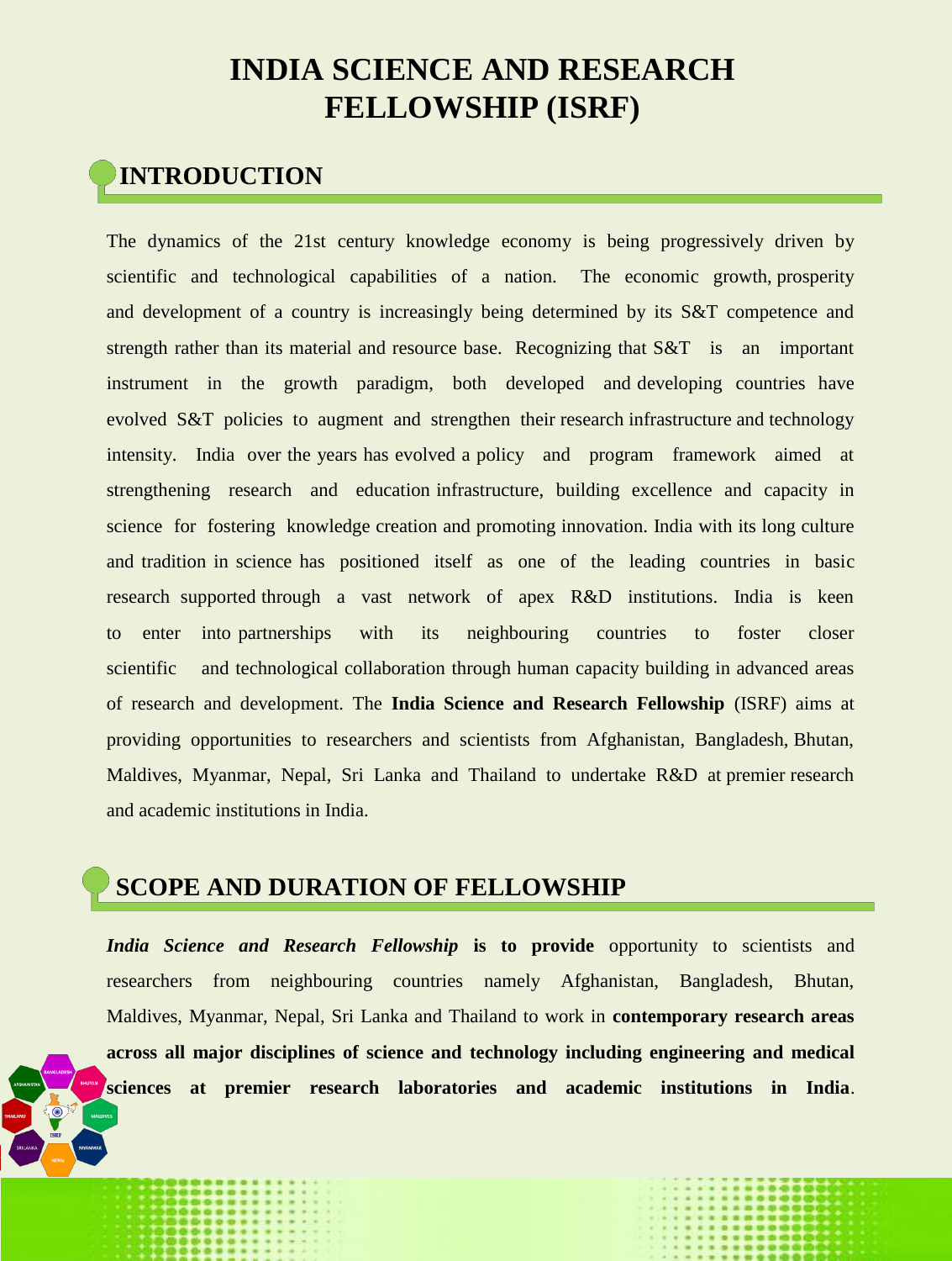# INDIA SCIENCE AND RESEARCH FELLOWSHIP (ISRF)

## INTRODUCTION

The dynamics of the 21st century knowledge economy is being progressively driven by scientific and technological capabilities of a nation. The economic growth, prosperity and development of a country is increasingly being determined by its S&T competence and strength rather than its material and resource base. Recognizing that S&T is an important instrument in the growth paradigm, both developed and developing countries have evolved S&T policies to augment and strengthen their research infrastructure and technology intensity. India over the years has evolved a policy and program framework aimed at strengthening research and education infrastructure, building excellence and capacity in science for fostering knowledge creation and promoting innovation. India with its long culture and tradition in science has positioned itself as one of the leading countries in basic research supported through a vast network of apex R&D institutions. India is keen to enter into partnerships with its neighbouring countries to foster closer scientific and technological collaboration through human capacity building in advanced areas of research and development. The **India Science and Research Fellowship** (ISRF) aims at providing opportunities to researchers and scientists from Afghanistan, Bangladesh, Bhutan, Maldives, Myanmar, Nepal, Sri Lanka and Thailand to undertake R&D at premier research and academic institutions in India.

## SCOPE AND DURATION OF FELLOWSHIP

***India Science and Research Fellowship*** **is to provide** opportunity to scientists and researchers from neighbouring countries namely Afghanistan, Bangladesh, Bhutan, Maldives, Myanmar, Nepal, Sri Lanka and Thailand to work in **contemporary research areas across all major disciplines of science and technology including engineering and medical sciences at premier research laboratories and academic institutions in India**.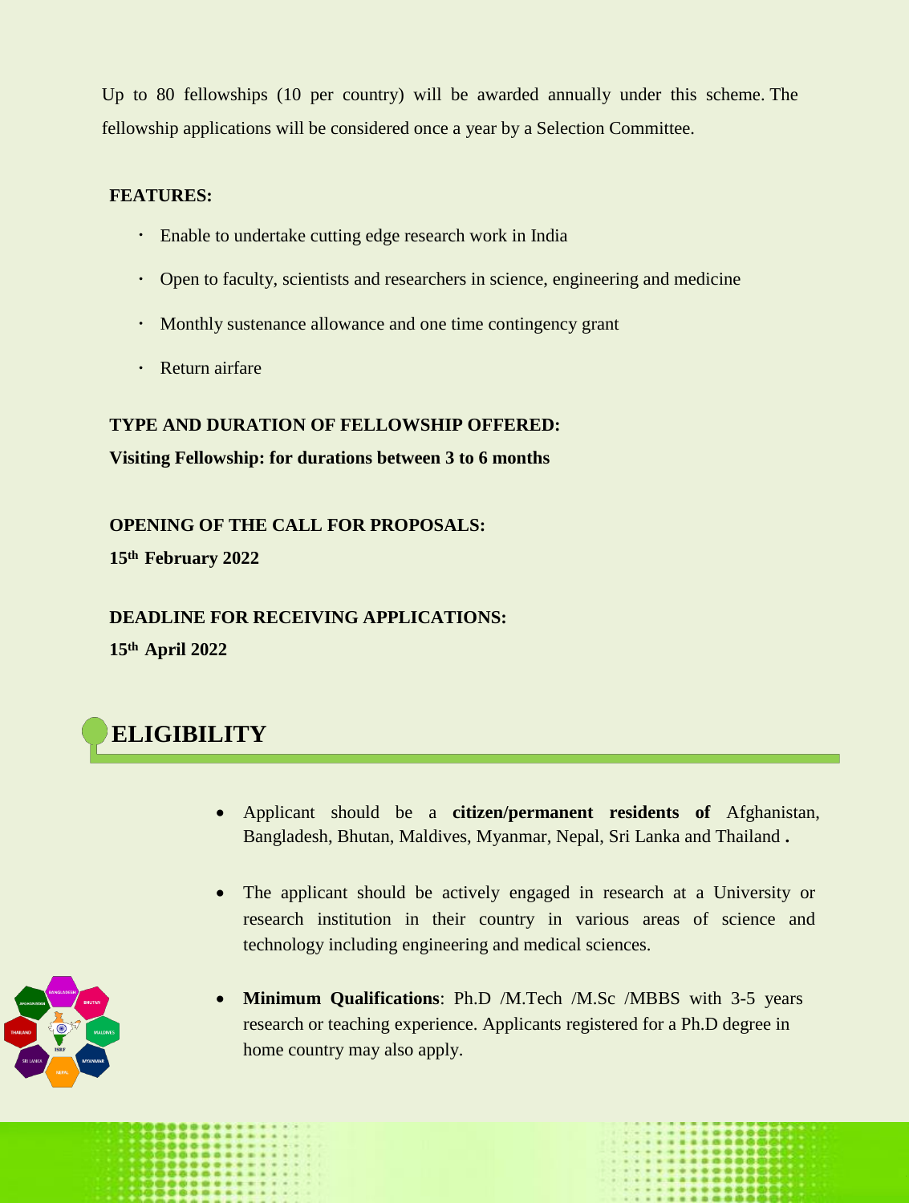Up to 80 fellowships (10 per country) will be awarded annually under this scheme. The fellowship applications will be considered once a year by a Selection Committee.

**FEATURES:**

- Enable to undertake cutting edge research work in India
- Open to faculty, scientists and researchers in science, engineering and medicine
- Monthly sustenance allowance and one time contingency grant
- Return airfare

**TYPE AND DURATION OF FELLOWSHIP OFFERED:**

**Visiting Fellowship: for durations between 3 to 6 months**

**OPENING OF THE CALL FOR PROPOSALS:**

**15th February 2022**

**DEADLINE FOR RECEIVING APPLICATIONS:**

**15th April 2022**

## ELIGIBILITY

- Applicant should be a **citizen/permanent residents of** Afghanistan, Bangladesh, Bhutan, Maldives, Myanmar, Nepal, Sri Lanka and Thailand **.**
- The applicant should be actively engaged in research at a University or research institution in their country in various areas of science and technology including engineering and medical sciences.
- **Minimum Qualifications**: Ph.D /M.Tech /M.Sc /MBBS with 3-5 years research or teaching experience. Applicants registered for a Ph.D degree in home country may also apply.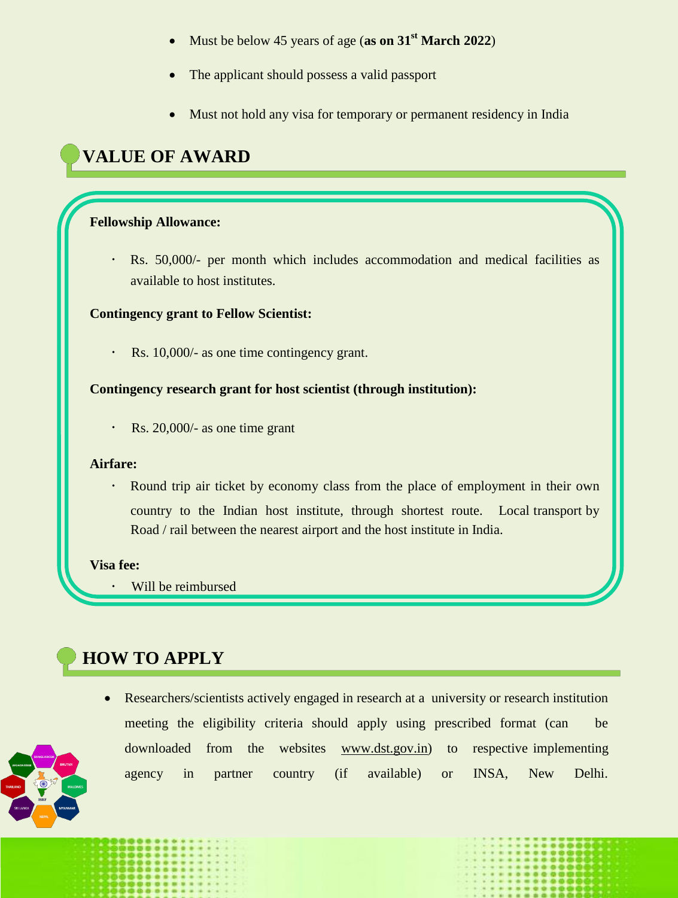- Must be below 45 years of age (**as on 31st March 2022**)
- The applicant should possess a valid passport
- Must not hold any visa for temporary or permanent residency in India

## VALUE OF AWARD

**Fellowship Allowance:**

- Rs. 50,000/- per month which includes accommodation and medical facilities as available to host institutes.

**Contingency grant to Fellow Scientist:**

- Rs. 10,000/- as one time contingency grant.

**Contingency research grant for host scientist (through institution):**

- Rs. 20,000/- as one time grant

**Airfare:**

- Round trip air ticket by economy class from the place of employment in their own country to the Indian host institute, through shortest route. Local transport by Road / rail between the nearest airport and the host institute in India.

**Visa fee:**

- Will be reimbursed

## HOW TO APPLY

- Researchers/scientists actively engaged in research at a university or research institution meeting the eligibility criteria should apply using prescribed format (can be downloaded from the websites www.dst.gov.in) to respective implementing agency in partner country (if available) or INSA, New Delhi.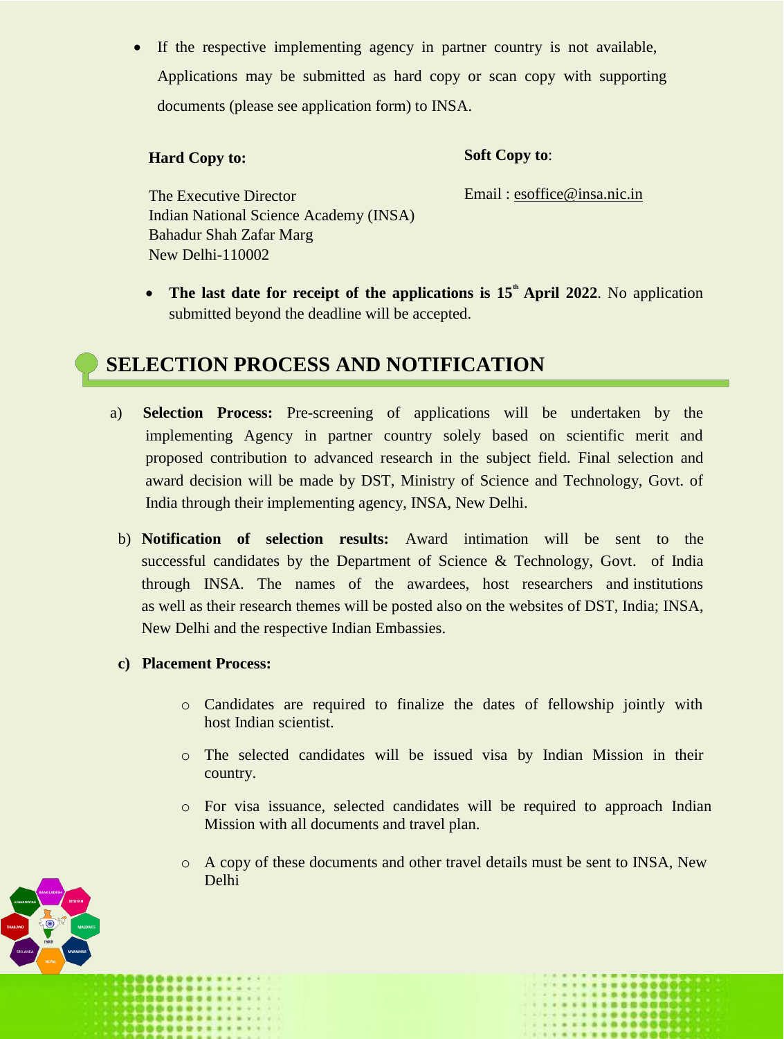- If the respective implementing agency in partner country is not available, Applications may be submitted as hard copy or scan copy with supporting documents (please see application form) to INSA.

**Hard Copy to:**

The Executive Director
Indian National Science Academy (INSA)
Bahadur Shah Zafar Marg
New Delhi-110002

**Soft Copy to**:

Email : esoffice@insa.nic.in

- **The last date for receipt of the applications is 15th April 2022**. No application submitted beyond the deadline will be accepted.

## SELECTION PROCESS AND NOTIFICATION

a) **Selection Process:** Pre-screening of applications will be undertaken by the implementing Agency in partner country solely based on scientific merit and proposed contribution to advanced research in the subject field. Final selection and award decision will be made by DST, Ministry of Science and Technology, Govt. of India through their implementing agency, INSA, New Delhi.

b) **Notification of selection results:** Award intimation will be sent to the successful candidates by the Department of Science & Technology, Govt. of India through INSA. The names of the awardees, host researchers and institutions as well as their research themes will be posted also on the websites of DST, India; INSA, New Delhi and the respective Indian Embassies.

c) **Placement Process:**

- Candidates are required to finalize the dates of fellowship jointly with host Indian scientist.
- The selected candidates will be issued visa by Indian Mission in their country.
- For visa issuance, selected candidates will be required to approach Indian Mission with all documents and travel plan.
- A copy of these documents and other travel details must be sent to INSA, New Delhi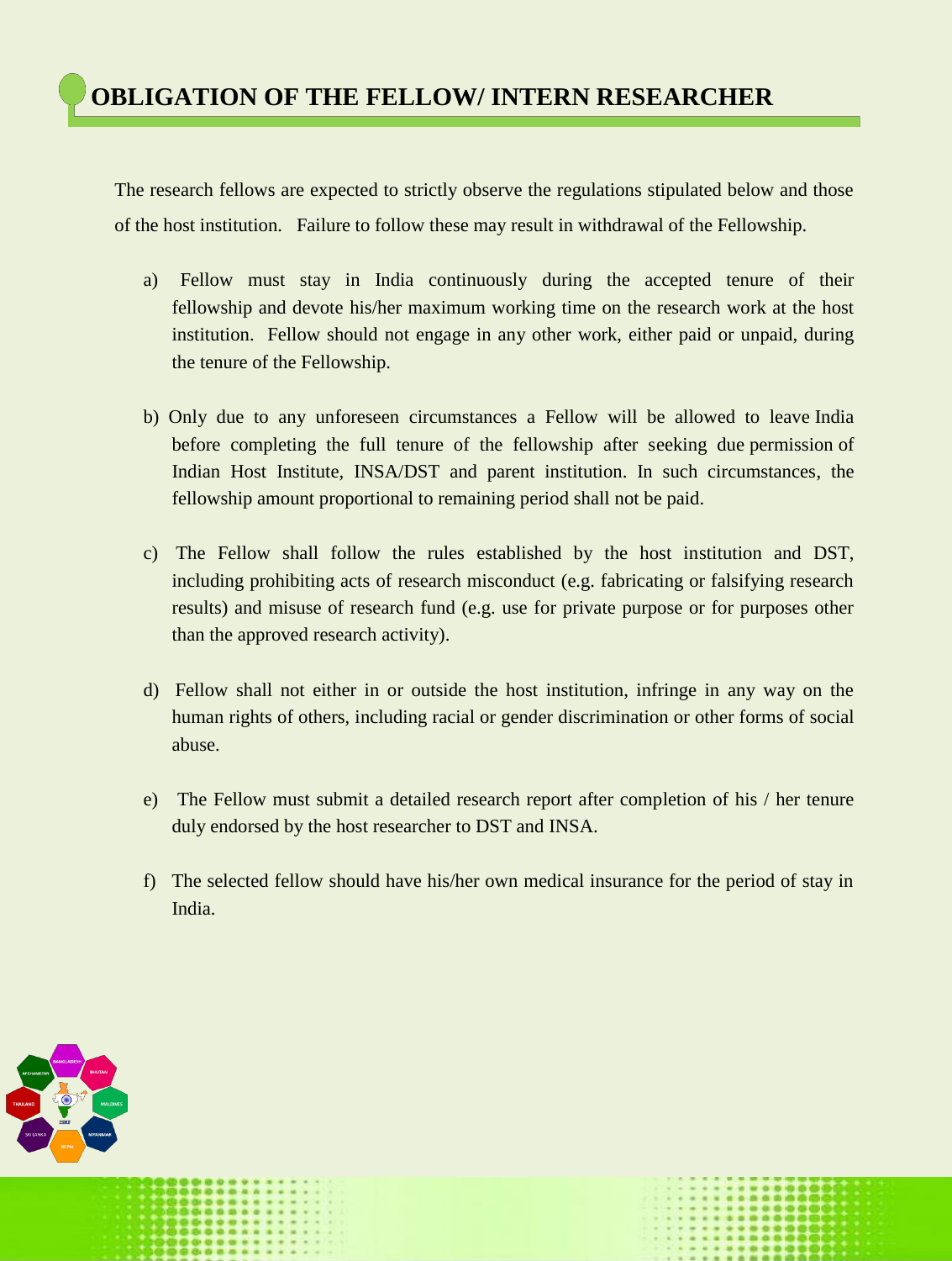# OBLIGATION OF THE FELLOW/ INTERN RESEARCHER

The research fellows are expected to strictly observe the regulations stipulated below and those of the host institution. Failure to follow these may result in withdrawal of the Fellowship.

a) Fellow must stay in India continuously during the accepted tenure of their fellowship and devote his/her maximum working time on the research work at the host institution. Fellow should not engage in any other work, either paid or unpaid, during the tenure of the Fellowship.

b) Only due to any unforeseen circumstances a Fellow will be allowed to leave India before completing the full tenure of the fellowship after seeking due permission of Indian Host Institute, INSA/DST and parent institution. In such circumstances, the fellowship amount proportional to remaining period shall not be paid.

c) The Fellow shall follow the rules established by the host institution and DST, including prohibiting acts of research misconduct (e.g. fabricating or falsifying research results) and misuse of research fund (e.g. use for private purpose or for purposes other than the approved research activity).

d) Fellow shall not either in or outside the host institution, infringe in any way on the human rights of others, including racial or gender discrimination or other forms of social abuse.

e) The Fellow must submit a detailed research report after completion of his / her tenure duly endorsed by the host researcher to DST and INSA.

f) The selected fellow should have his/her own medical insurance for the period of stay in India.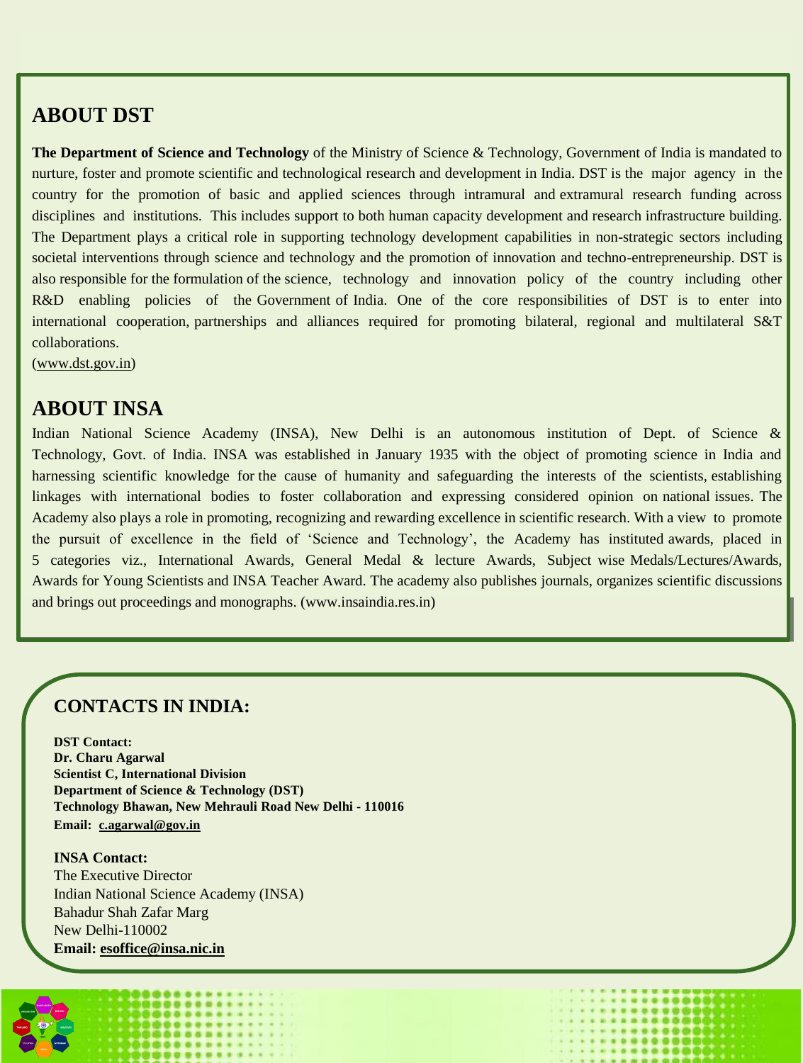## ABOUT DST

**The Department of Science and Technology** of the Ministry of Science & Technology, Government of India is mandated to nurture, foster and promote scientific and technological research and development in India. DST is the major agency in the country for the promotion of basic and applied sciences through intramural and extramural research funding across disciplines and institutions. This includes support to both human capacity development and research infrastructure building. The Department plays a critical role in supporting technology development capabilities in non-strategic sectors including societal interventions through science and technology and the promotion of innovation and techno-entrepreneurship. DST is also responsible for the formulation of the science, technology and innovation policy of the country including other R&D enabling policies of the Government of India. One of the core responsibilities of DST is to enter into international cooperation, partnerships and alliances required for promoting bilateral, regional and multilateral S&T collaborations.
(www.dst.gov.in)

## ABOUT INSA

Indian National Science Academy (INSA), New Delhi is an autonomous institution of Dept. of Science & Technology, Govt. of India. INSA was established in January 1935 with the object of promoting science in India and harnessing scientific knowledge for the cause of humanity and safeguarding the interests of the scientists, establishing linkages with international bodies to foster collaboration and expressing considered opinion on national issues. The Academy also plays a role in promoting, recognizing and rewarding excellence in scientific research. With a view to promote the pursuit of excellence in the field of 'Science and Technology', the Academy has instituted awards, placed in 5 categories viz., International Awards, General Medal & lecture Awards, Subject wise Medals/Lectures/Awards, Awards for Young Scientists and INSA Teacher Award. The academy also publishes journals, organizes scientific discussions and brings out proceedings and monographs. (www.insaindia.res.in)

## CONTACTS IN INDIA:

**DST Contact:**
**Dr. Charu Agarwal**
**Scientist C, International Division**
**Department of Science & Technology (DST)**
**Technology Bhawan, New Mehrauli Road New Delhi - 110016**
**Email: c.agarwal@gov.in**

**INSA Contact:**
The Executive Director
Indian National Science Academy (INSA)
Bahadur Shah Zafar Marg
New Delhi-110002
**Email: esoffice@insa.nic.in**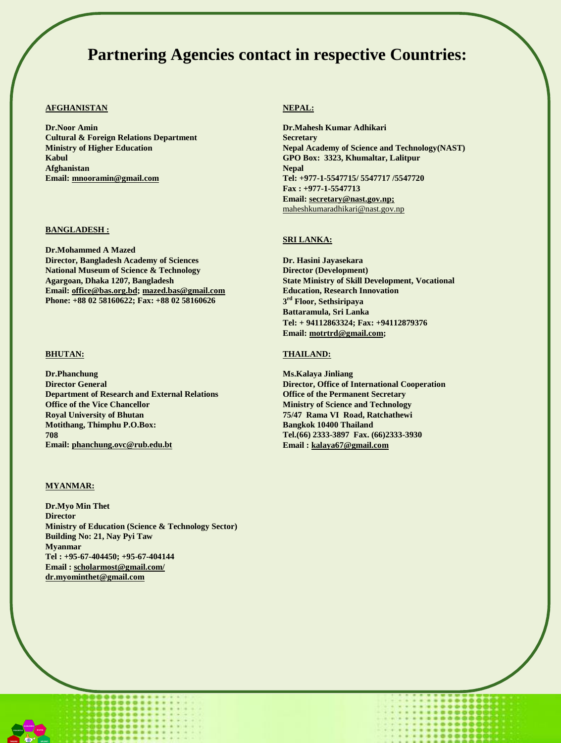# Partnering Agencies contact in respective Countries:

**AFGHANISTAN**

**Dr.Noor Amin**
**Cultural & Foreign Relations Department**
**Ministry of Higher Education**
**Kabul**
**Afghanistan**
**Email: mnooramin@gmail.com**

**BANGLADESH :**

**Dr.Mohammed A Mazed**
**Director, Bangladesh Academy of Sciences**
**National Museum of Science & Technology**
**Agargoan, Dhaka 1207, Bangladesh**
**Email: office@bas.org.bd; mazed.bas@gmail.com**
**Phone: +88 02 58160622; Fax: +88 02 58160626**

**BHUTAN:**

**Dr.Phanchung**
**Director General**
**Department of Research and External Relations**
**Office of the Vice Chancellor**
**Royal University of Bhutan**
**Motithang, Thimphu P.O.Box:**
**708**
**Email: phanchung.ovc@rub.edu.bt**

**MYANMAR:**

**Dr.Myo Min Thet**
**Director**
**Ministry of Education (Science & Technology Sector)**
**Building No: 21, Nay Pyi Taw**
**Myanmar**
**Tel : +95-67-404450; +95-67-404144**
**Email : scholarmost@gmail.com/**
**dr.myominthet@gmail.com**

**NEPAL:**

**Dr.Mahesh Kumar Adhikari**
**Secretary**
**Nepal Academy of Science and Technology(NAST)**
**GPO Box: 3323, Khumaltar, Lalitpur**
**Nepal**
**Tel: +977-1-5547715/ 5547717 /5547720**
**Fax : +977-1-5547713**
**Email: secretary@nast.gov.np;**
maheshkumaradhikari@nast.gov.np

**SRI LANKA:**

**Dr. Hasini Jayasekara**
**Director (Development)**
**State Ministry of Skill Development, Vocational Education, Research Innovation**
**3rd Floor, Sethsiripaya**
**Battaramula, Sri Lanka**
**Tel: + 94112863324; Fax: +94112879376**
**Email: motrtrd@gmail.com;**

**THAILAND:**

**Ms.Kalaya Jinliang**
**Director, Office of International Cooperation**
**Office of the Permanent Secretary**
**Ministry of Science and Technology**
**75/47 Rama VI Road, Ratchathewi**
**Bangkok 10400 Thailand**
**Tel.(66) 2333-3897 Fax. (66)2333-3930**
**Email : kalaya67@gmail.com**